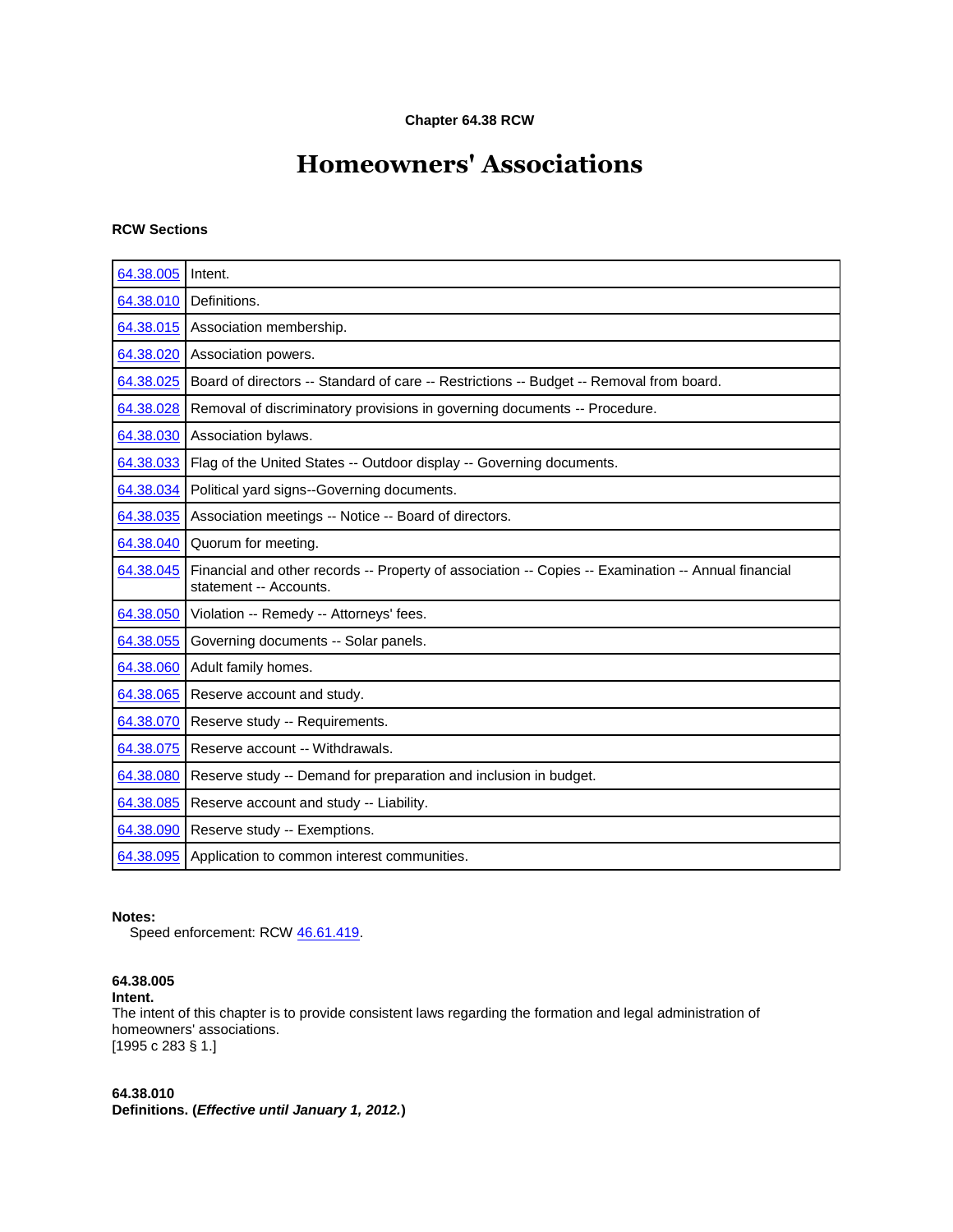**Chapter 64.38 RCW**

# Homeowners' Associations

**RCW Sections**

| | |
|---|---|
| 64.38.005 | Intent. |
| 64.38.010 | Definitions. |
| 64.38.015 | Association membership. |
| 64.38.020 | Association powers. |
| 64.38.025 | Board of directors -- Standard of care -- Restrictions -- Budget -- Removal from board. |
| 64.38.028 | Removal of discriminatory provisions in governing documents -- Procedure. |
| 64.38.030 | Association bylaws. |
| 64.38.033 | Flag of the United States -- Outdoor display -- Governing documents. |
| 64.38.034 | Political yard signs--Governing documents. |
| 64.38.035 | Association meetings -- Notice -- Board of directors. |
| 64.38.040 | Quorum for meeting. |
| 64.38.045 | Financial and other records -- Property of association -- Copies -- Examination -- Annual financial statement -- Accounts. |
| 64.38.050 | Violation -- Remedy -- Attorneys' fees. |
| 64.38.055 | Governing documents -- Solar panels. |
| 64.38.060 | Adult family homes. |
| 64.38.065 | Reserve account and study. |
| 64.38.070 | Reserve study -- Requirements. |
| 64.38.075 | Reserve account -- Withdrawals. |
| 64.38.080 | Reserve study -- Demand for preparation and inclusion in budget. |
| 64.38.085 | Reserve account and study -- Liability. |
| 64.38.090 | Reserve study -- Exemptions. |
| 64.38.095 | Application to common interest communities. |

**Notes:**

Speed enforcement: RCW 46.61.419.

**64.38.005**
**Intent.**
The intent of this chapter is to provide consistent laws regarding the formation and legal administration of homeowners' associations.
[1995 c 283 § 1.]

**64.38.010**
**Definitions. (*Effective until January 1, 2012.*)**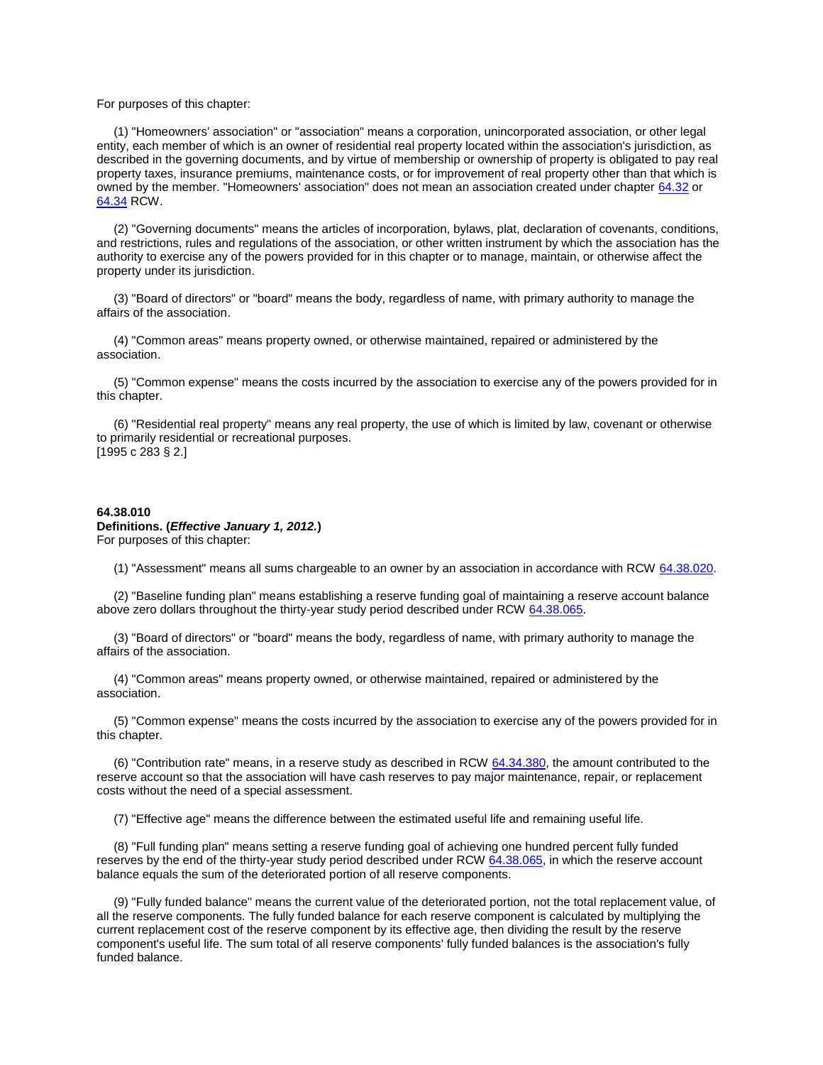For purposes of this chapter:

(1) "Homeowners' association" or "association" means a corporation, unincorporated association, or other legal entity, each member of which is an owner of residential real property located within the association's jurisdiction, as described in the governing documents, and by virtue of membership or ownership of property is obligated to pay real property taxes, insurance premiums, maintenance costs, or for improvement of real property other than that which is owned by the member. "Homeowners' association" does not mean an association created under chapter 64.32 or 64.34 RCW.

(2) "Governing documents" means the articles of incorporation, bylaws, plat, declaration of covenants, conditions, and restrictions, rules and regulations of the association, or other written instrument by which the association has the authority to exercise any of the powers provided for in this chapter or to manage, maintain, or otherwise affect the property under its jurisdiction.

(3) "Board of directors" or "board" means the body, regardless of name, with primary authority to manage the affairs of the association.

(4) "Common areas" means property owned, or otherwise maintained, repaired or administered by the association.

(5) "Common expense" means the costs incurred by the association to exercise any of the powers provided for in this chapter.

(6) "Residential real property" means any real property, the use of which is limited by law, covenant or otherwise to primarily residential or recreational purposes.
[1995 c 283 § 2.]

**64.38.010**
**Definitions. (*Effective January 1, 2012.*)**
For purposes of this chapter:

(1) "Assessment" means all sums chargeable to an owner by an association in accordance with RCW 64.38.020.

(2) "Baseline funding plan" means establishing a reserve funding goal of maintaining a reserve account balance above zero dollars throughout the thirty-year study period described under RCW 64.38.065.

(3) "Board of directors" or "board" means the body, regardless of name, with primary authority to manage the affairs of the association.

(4) "Common areas" means property owned, or otherwise maintained, repaired or administered by the association.

(5) "Common expense" means the costs incurred by the association to exercise any of the powers provided for in this chapter.

(6) "Contribution rate" means, in a reserve study as described in RCW 64.34.380, the amount contributed to the reserve account so that the association will have cash reserves to pay major maintenance, repair, or replacement costs without the need of a special assessment.

(7) "Effective age" means the difference between the estimated useful life and remaining useful life.

(8) "Full funding plan" means setting a reserve funding goal of achieving one hundred percent fully funded reserves by the end of the thirty-year study period described under RCW 64.38.065, in which the reserve account balance equals the sum of the deteriorated portion of all reserve components.

(9) "Fully funded balance" means the current value of the deteriorated portion, not the total replacement value, of all the reserve components. The fully funded balance for each reserve component is calculated by multiplying the current replacement cost of the reserve component by its effective age, then dividing the result by the reserve component's useful life. The sum total of all reserve components' fully funded balances is the association's fully funded balance.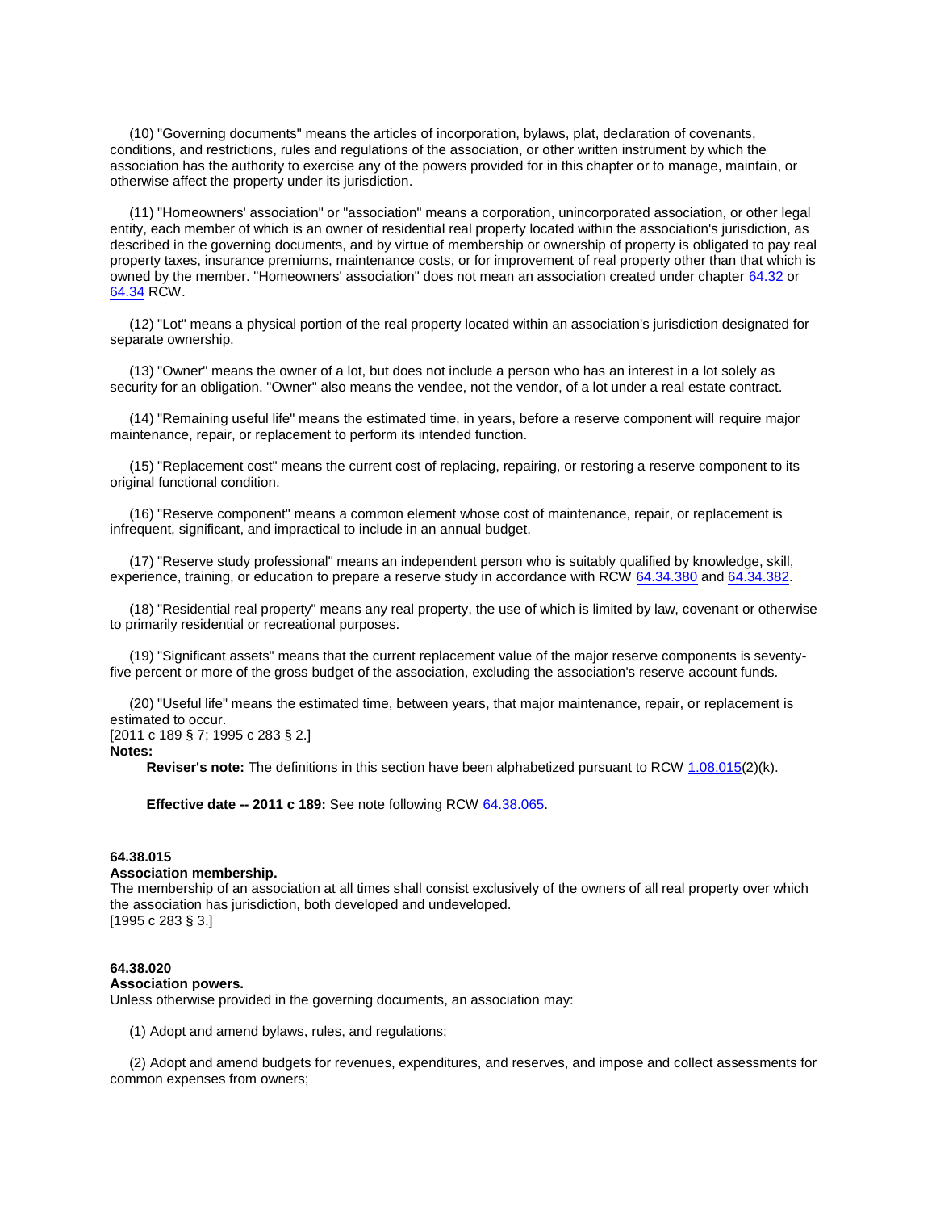(10) "Governing documents" means the articles of incorporation, bylaws, plat, declaration of covenants, conditions, and restrictions, rules and regulations of the association, or other written instrument by which the association has the authority to exercise any of the powers provided for in this chapter or to manage, maintain, or otherwise affect the property under its jurisdiction.

(11) "Homeowners' association" or "association" means a corporation, unincorporated association, or other legal entity, each member of which is an owner of residential real property located within the association's jurisdiction, as described in the governing documents, and by virtue of membership or ownership of property is obligated to pay real property taxes, insurance premiums, maintenance costs, or for improvement of real property other than that which is owned by the member. "Homeowners' association" does not mean an association created under chapter 64.32 or 64.34 RCW.

(12) "Lot" means a physical portion of the real property located within an association's jurisdiction designated for separate ownership.

(13) "Owner" means the owner of a lot, but does not include a person who has an interest in a lot solely as security for an obligation. "Owner" also means the vendee, not the vendor, of a lot under a real estate contract.

(14) "Remaining useful life" means the estimated time, in years, before a reserve component will require major maintenance, repair, or replacement to perform its intended function.

(15) "Replacement cost" means the current cost of replacing, repairing, or restoring a reserve component to its original functional condition.

(16) "Reserve component" means a common element whose cost of maintenance, repair, or replacement is infrequent, significant, and impractical to include in an annual budget.

(17) "Reserve study professional" means an independent person who is suitably qualified by knowledge, skill, experience, training, or education to prepare a reserve study in accordance with RCW 64.34.380 and 64.34.382.

(18) "Residential real property" means any real property, the use of which is limited by law, covenant or otherwise to primarily residential or recreational purposes.

(19) "Significant assets" means that the current replacement value of the major reserve components is seventy-five percent or more of the gross budget of the association, excluding the association's reserve account funds.

(20) "Useful life" means the estimated time, between years, that major maintenance, repair, or replacement is estimated to occur.
[2011 c 189 § 7; 1995 c 283 § 2.]

**Notes:**

**Reviser's note:** The definitions in this section have been alphabetized pursuant to RCW 1.08.015(2)(k).

**Effective date -- 2011 c 189:** See note following RCW 64.38.065.

**64.38.015**
**Association membership.**
The membership of an association at all times shall consist exclusively of the owners of all real property over which the association has jurisdiction, both developed and undeveloped.
[1995 c 283 § 3.]

**64.38.020**
**Association powers.**
Unless otherwise provided in the governing documents, an association may:

(1) Adopt and amend bylaws, rules, and regulations;

(2) Adopt and amend budgets for revenues, expenditures, and reserves, and impose and collect assessments for common expenses from owners;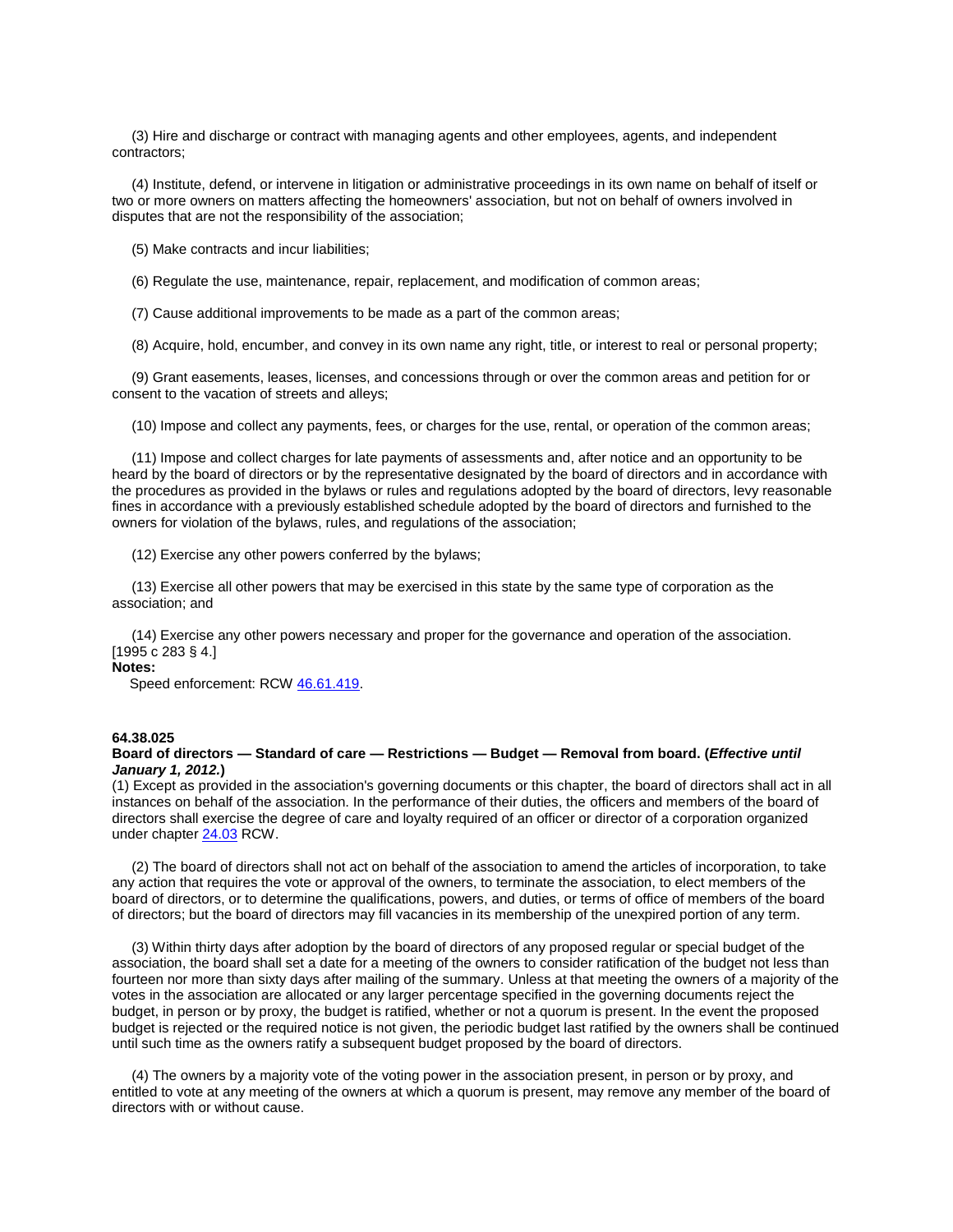(3) Hire and discharge or contract with managing agents and other employees, agents, and independent contractors;

(4) Institute, defend, or intervene in litigation or administrative proceedings in its own name on behalf of itself or two or more owners on matters affecting the homeowners' association, but not on behalf of owners involved in disputes that are not the responsibility of the association;

(5) Make contracts and incur liabilities;

(6) Regulate the use, maintenance, repair, replacement, and modification of common areas;

(7) Cause additional improvements to be made as a part of the common areas;

(8) Acquire, hold, encumber, and convey in its own name any right, title, or interest to real or personal property;

(9) Grant easements, leases, licenses, and concessions through or over the common areas and petition for or consent to the vacation of streets and alleys;

(10) Impose and collect any payments, fees, or charges for the use, rental, or operation of the common areas;

(11) Impose and collect charges for late payments of assessments and, after notice and an opportunity to be heard by the board of directors or by the representative designated by the board of directors and in accordance with the procedures as provided in the bylaws or rules and regulations adopted by the board of directors, levy reasonable fines in accordance with a previously established schedule adopted by the board of directors and furnished to the owners for violation of the bylaws, rules, and regulations of the association;

(12) Exercise any other powers conferred by the bylaws;

(13) Exercise all other powers that may be exercised in this state by the same type of corporation as the association; and

(14) Exercise any other powers necessary and proper for the governance and operation of the association.
[1995 c 283 § 4.]

**Notes:**

Speed enforcement: RCW 46.61.419.

**64.38.025**

**Board of directors — Standard of care — Restrictions — Budget — Removal from board. (*Effective until January 1, 2012.*)**

(1) Except as provided in the association's governing documents or this chapter, the board of directors shall act in all instances on behalf of the association. In the performance of their duties, the officers and members of the board of directors shall exercise the degree of care and loyalty required of an officer or director of a corporation organized under chapter 24.03 RCW.

(2) The board of directors shall not act on behalf of the association to amend the articles of incorporation, to take any action that requires the vote or approval of the owners, to terminate the association, to elect members of the board of directors, or to determine the qualifications, powers, and duties, or terms of office of members of the board of directors; but the board of directors may fill vacancies in its membership of the unexpired portion of any term.

(3) Within thirty days after adoption by the board of directors of any proposed regular or special budget of the association, the board shall set a date for a meeting of the owners to consider ratification of the budget not less than fourteen nor more than sixty days after mailing of the summary. Unless at that meeting the owners of a majority of the votes in the association are allocated or any larger percentage specified in the governing documents reject the budget, in person or by proxy, the budget is ratified, whether or not a quorum is present. In the event the proposed budget is rejected or the required notice is not given, the periodic budget last ratified by the owners shall be continued until such time as the owners ratify a subsequent budget proposed by the board of directors.

(4) The owners by a majority vote of the voting power in the association present, in person or by proxy, and entitled to vote at any meeting of the owners at which a quorum is present, may remove any member of the board of directors with or without cause.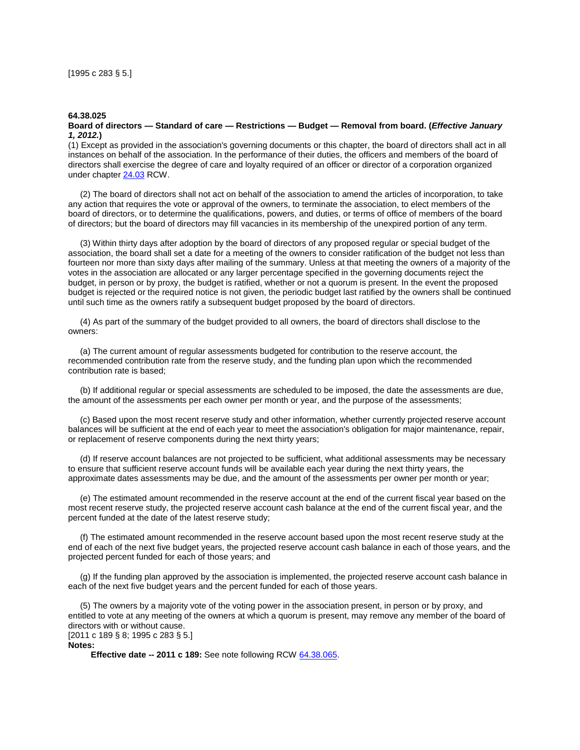[1995 c 283 § 5.]

**64.38.025**
**Board of directors — Standard of care — Restrictions — Budget — Removal from board. (*Effective January 1, 2012.*)**

(1) Except as provided in the association's governing documents or this chapter, the board of directors shall act in all instances on behalf of the association. In the performance of their duties, the officers and members of the board of directors shall exercise the degree of care and loyalty required of an officer or director of a corporation organized under chapter 24.03 RCW.

(2) The board of directors shall not act on behalf of the association to amend the articles of incorporation, to take any action that requires the vote or approval of the owners, to terminate the association, to elect members of the board of directors, or to determine the qualifications, powers, and duties, or terms of office of members of the board of directors; but the board of directors may fill vacancies in its membership of the unexpired portion of any term.

(3) Within thirty days after adoption by the board of directors of any proposed regular or special budget of the association, the board shall set a date for a meeting of the owners to consider ratification of the budget not less than fourteen nor more than sixty days after mailing of the summary. Unless at that meeting the owners of a majority of the votes in the association are allocated or any larger percentage specified in the governing documents reject the budget, in person or by proxy, the budget is ratified, whether or not a quorum is present. In the event the proposed budget is rejected or the required notice is not given, the periodic budget last ratified by the owners shall be continued until such time as the owners ratify a subsequent budget proposed by the board of directors.

(4) As part of the summary of the budget provided to all owners, the board of directors shall disclose to the owners:

(a) The current amount of regular assessments budgeted for contribution to the reserve account, the recommended contribution rate from the reserve study, and the funding plan upon which the recommended contribution rate is based;

(b) If additional regular or special assessments are scheduled to be imposed, the date the assessments are due, the amount of the assessments per each owner per month or year, and the purpose of the assessments;

(c) Based upon the most recent reserve study and other information, whether currently projected reserve account balances will be sufficient at the end of each year to meet the association's obligation for major maintenance, repair, or replacement of reserve components during the next thirty years;

(d) If reserve account balances are not projected to be sufficient, what additional assessments may be necessary to ensure that sufficient reserve account funds will be available each year during the next thirty years, the approximate dates assessments may be due, and the amount of the assessments per owner per month or year;

(e) The estimated amount recommended in the reserve account at the end of the current fiscal year based on the most recent reserve study, the projected reserve account cash balance at the end of the current fiscal year, and the percent funded at the date of the latest reserve study;

(f) The estimated amount recommended in the reserve account based upon the most recent reserve study at the end of each of the next five budget years, the projected reserve account cash balance in each of those years, and the projected percent funded for each of those years; and

(g) If the funding plan approved by the association is implemented, the projected reserve account cash balance in each of the next five budget years and the percent funded for each of those years.

(5) The owners by a majority vote of the voting power in the association present, in person or by proxy, and entitled to vote at any meeting of the owners at which a quorum is present, may remove any member of the board of directors with or without cause.

[2011 c 189 § 8; 1995 c 283 § 5.]

**Notes:**

**Effective date -- 2011 c 189:** See note following RCW 64.38.065.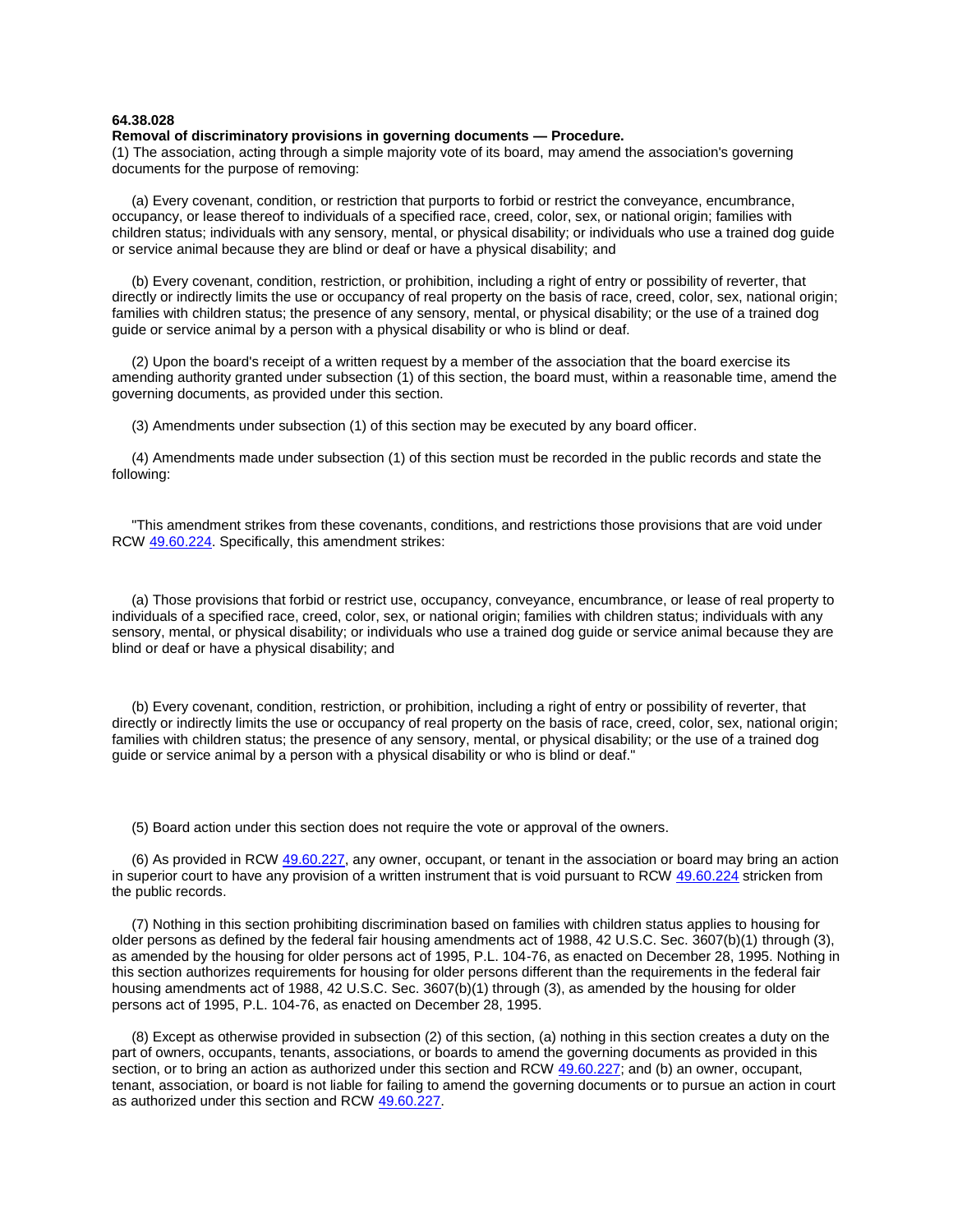**64.38.028**
**Removal of discriminatory provisions in governing documents — Procedure.**
(1) The association, acting through a simple majority vote of its board, may amend the association's governing documents for the purpose of removing:

(a) Every covenant, condition, or restriction that purports to forbid or restrict the conveyance, encumbrance, occupancy, or lease thereof to individuals of a specified race, creed, color, sex, or national origin; families with children status; individuals with any sensory, mental, or physical disability; or individuals who use a trained dog guide or service animal because they are blind or deaf or have a physical disability; and

(b) Every covenant, condition, restriction, or prohibition, including a right of entry or possibility of reverter, that directly or indirectly limits the use or occupancy of real property on the basis of race, creed, color, sex, national origin; families with children status; the presence of any sensory, mental, or physical disability; or the use of a trained dog guide or service animal by a person with a physical disability or who is blind or deaf.

(2) Upon the board's receipt of a written request by a member of the association that the board exercise its amending authority granted under subsection (1) of this section, the board must, within a reasonable time, amend the governing documents, as provided under this section.

(3) Amendments under subsection (1) of this section may be executed by any board officer.

(4) Amendments made under subsection (1) of this section must be recorded in the public records and state the following:

"This amendment strikes from these covenants, conditions, and restrictions those provisions that are void under RCW 49.60.224. Specifically, this amendment strikes:

(a) Those provisions that forbid or restrict use, occupancy, conveyance, encumbrance, or lease of real property to individuals of a specified race, creed, color, sex, or national origin; families with children status; individuals with any sensory, mental, or physical disability; or individuals who use a trained dog guide or service animal because they are blind or deaf or have a physical disability; and

(b) Every covenant, condition, restriction, or prohibition, including a right of entry or possibility of reverter, that directly or indirectly limits the use or occupancy of real property on the basis of race, creed, color, sex, national origin; families with children status; the presence of any sensory, mental, or physical disability; or the use of a trained dog guide or service animal by a person with a physical disability or who is blind or deaf."

(5) Board action under this section does not require the vote or approval of the owners.

(6) As provided in RCW 49.60.227, any owner, occupant, or tenant in the association or board may bring an action in superior court to have any provision of a written instrument that is void pursuant to RCW 49.60.224 stricken from the public records.

(7) Nothing in this section prohibiting discrimination based on families with children status applies to housing for older persons as defined by the federal fair housing amendments act of 1988, 42 U.S.C. Sec. 3607(b)(1) through (3), as amended by the housing for older persons act of 1995, P.L. 104-76, as enacted on December 28, 1995. Nothing in this section authorizes requirements for housing for older persons different than the requirements in the federal fair housing amendments act of 1988, 42 U.S.C. Sec. 3607(b)(1) through (3), as amended by the housing for older persons act of 1995, P.L. 104-76, as enacted on December 28, 1995.

(8) Except as otherwise provided in subsection (2) of this section, (a) nothing in this section creates a duty on the part of owners, occupants, tenants, associations, or boards to amend the governing documents as provided in this section, or to bring an action as authorized under this section and RCW 49.60.227; and (b) an owner, occupant, tenant, association, or board is not liable for failing to amend the governing documents or to pursue an action in court as authorized under this section and RCW 49.60.227.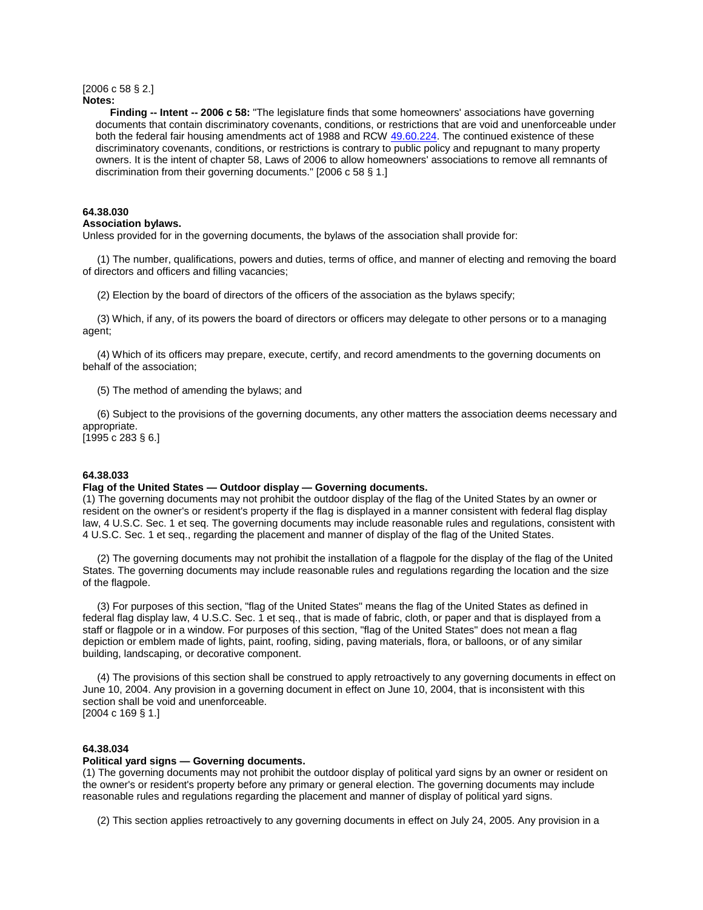[2006 c 58 § 2.]

**Notes:**

**Finding -- Intent -- 2006 c 58:** "The legislature finds that some homeowners' associations have governing documents that contain discriminatory covenants, conditions, or restrictions that are void and unenforceable under both the federal fair housing amendments act of 1988 and RCW 49.60.224. The continued existence of these discriminatory covenants, conditions, or restrictions is contrary to public policy and repugnant to many property owners. It is the intent of chapter 58, Laws of 2006 to allow homeowners' associations to remove all remnants of discrimination from their governing documents." [2006 c 58 § 1.]

**64.38.030**

**Association bylaws.**

Unless provided for in the governing documents, the bylaws of the association shall provide for:

(1) The number, qualifications, powers and duties, terms of office, and manner of electing and removing the board of directors and officers and filling vacancies;

(2) Election by the board of directors of the officers of the association as the bylaws specify;

(3) Which, if any, of its powers the board of directors or officers may delegate to other persons or to a managing agent;

(4) Which of its officers may prepare, execute, certify, and record amendments to the governing documents on behalf of the association;

(5) The method of amending the bylaws; and

(6) Subject to the provisions of the governing documents, any other matters the association deems necessary and appropriate.

[1995 c 283 § 6.]

**64.38.033**

**Flag of the United States — Outdoor display — Governing documents.**

(1) The governing documents may not prohibit the outdoor display of the flag of the United States by an owner or resident on the owner's or resident's property if the flag is displayed in a manner consistent with federal flag display law, 4 U.S.C. Sec. 1 et seq. The governing documents may include reasonable rules and regulations, consistent with 4 U.S.C. Sec. 1 et seq., regarding the placement and manner of display of the flag of the United States.

(2) The governing documents may not prohibit the installation of a flagpole for the display of the flag of the United States. The governing documents may include reasonable rules and regulations regarding the location and the size of the flagpole.

(3) For purposes of this section, "flag of the United States" means the flag of the United States as defined in federal flag display law, 4 U.S.C. Sec. 1 et seq., that is made of fabric, cloth, or paper and that is displayed from a staff or flagpole or in a window. For purposes of this section, "flag of the United States" does not mean a flag depiction or emblem made of lights, paint, roofing, siding, paving materials, flora, or balloons, or of any similar building, landscaping, or decorative component.

(4) The provisions of this section shall be construed to apply retroactively to any governing documents in effect on June 10, 2004. Any provision in a governing document in effect on June 10, 2004, that is inconsistent with this section shall be void and unenforceable.

[2004 c 169 § 1.]

**64.38.034**

**Political yard signs — Governing documents.**

(1) The governing documents may not prohibit the outdoor display of political yard signs by an owner or resident on the owner's or resident's property before any primary or general election. The governing documents may include reasonable rules and regulations regarding the placement and manner of display of political yard signs.

(2) This section applies retroactively to any governing documents in effect on July 24, 2005. Any provision in a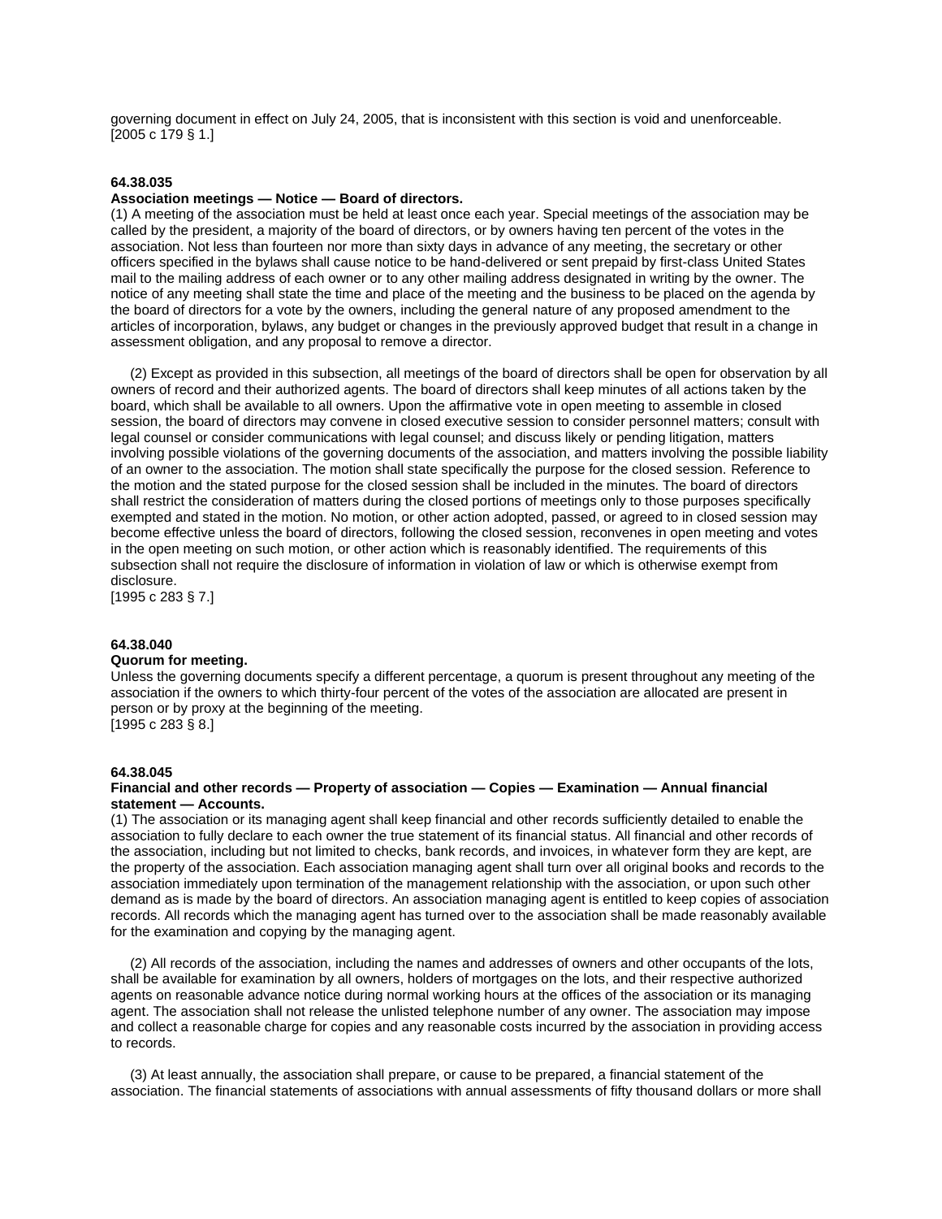governing document in effect on July 24, 2005, that is inconsistent with this section is void and unenforceable.
[2005 c 179 § 1.]

**64.38.035**
**Association meetings — Notice — Board of directors.**

(1) A meeting of the association must be held at least once each year. Special meetings of the association may be called by the president, a majority of the board of directors, or by owners having ten percent of the votes in the association. Not less than fourteen nor more than sixty days in advance of any meeting, the secretary or other officers specified in the bylaws shall cause notice to be hand-delivered or sent prepaid by first-class United States mail to the mailing address of each owner or to any other mailing address designated in writing by the owner. The notice of any meeting shall state the time and place of the meeting and the business to be placed on the agenda by the board of directors for a vote by the owners, including the general nature of any proposed amendment to the articles of incorporation, bylaws, any budget or changes in the previously approved budget that result in a change in assessment obligation, and any proposal to remove a director.

(2) Except as provided in this subsection, all meetings of the board of directors shall be open for observation by all owners of record and their authorized agents. The board of directors shall keep minutes of all actions taken by the board, which shall be available to all owners. Upon the affirmative vote in open meeting to assemble in closed session, the board of directors may convene in closed executive session to consider personnel matters; consult with legal counsel or consider communications with legal counsel; and discuss likely or pending litigation, matters involving possible violations of the governing documents of the association, and matters involving the possible liability of an owner to the association. The motion shall state specifically the purpose for the closed session. Reference to the motion and the stated purpose for the closed session shall be included in the minutes. The board of directors shall restrict the consideration of matters during the closed portions of meetings only to those purposes specifically exempted and stated in the motion. No motion, or other action adopted, passed, or agreed to in closed session may become effective unless the board of directors, following the closed session, reconvenes in open meeting and votes in the open meeting on such motion, or other action which is reasonably identified. The requirements of this subsection shall not require the disclosure of information in violation of law or which is otherwise exempt from disclosure.
[1995 c 283 § 7.]

**64.38.040**
**Quorum for meeting.**

Unless the governing documents specify a different percentage, a quorum is present throughout any meeting of the association if the owners to which thirty-four percent of the votes of the association are allocated are present in person or by proxy at the beginning of the meeting.
[1995 c 283 § 8.]

**64.38.045**
**Financial and other records — Property of association — Copies — Examination — Annual financial statement — Accounts.**

(1) The association or its managing agent shall keep financial and other records sufficiently detailed to enable the association to fully declare to each owner the true statement of its financial status. All financial and other records of the association, including but not limited to checks, bank records, and invoices, in whatever form they are kept, are the property of the association. Each association managing agent shall turn over all original books and records to the association immediately upon termination of the management relationship with the association, or upon such other demand as is made by the board of directors. An association managing agent is entitled to keep copies of association records. All records which the managing agent has turned over to the association shall be made reasonably available for the examination and copying by the managing agent.

(2) All records of the association, including the names and addresses of owners and other occupants of the lots, shall be available for examination by all owners, holders of mortgages on the lots, and their respective authorized agents on reasonable advance notice during normal working hours at the offices of the association or its managing agent. The association shall not release the unlisted telephone number of any owner. The association may impose and collect a reasonable charge for copies and any reasonable costs incurred by the association in providing access to records.

(3) At least annually, the association shall prepare, or cause to be prepared, a financial statement of the association. The financial statements of associations with annual assessments of fifty thousand dollars or more shall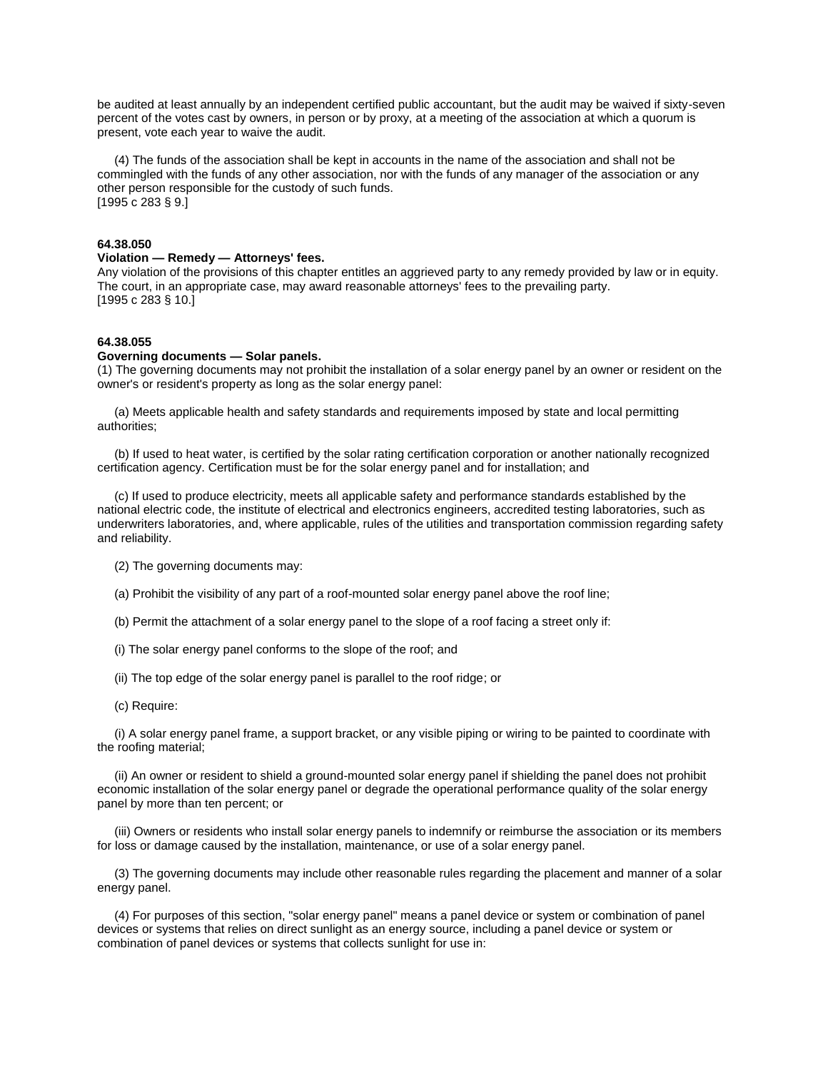be audited at least annually by an independent certified public accountant, but the audit may be waived if sixty-seven percent of the votes cast by owners, in person or by proxy, at a meeting of the association at which a quorum is present, vote each year to waive the audit.

(4) The funds of the association shall be kept in accounts in the name of the association and shall not be commingled with the funds of any other association, nor with the funds of any manager of the association or any other person responsible for the custody of such funds.
[1995 c 283 § 9.]

**64.38.050**
**Violation — Remedy — Attorneys' fees.**
Any violation of the provisions of this chapter entitles an aggrieved party to any remedy provided by law or in equity. The court, in an appropriate case, may award reasonable attorneys' fees to the prevailing party.
[1995 c 283 § 10.]

**64.38.055**
**Governing documents — Solar panels.**
(1) The governing documents may not prohibit the installation of a solar energy panel by an owner or resident on the owner's or resident's property as long as the solar energy panel:

(a) Meets applicable health and safety standards and requirements imposed by state and local permitting authorities;

(b) If used to heat water, is certified by the solar rating certification corporation or another nationally recognized certification agency. Certification must be for the solar energy panel and for installation; and

(c) If used to produce electricity, meets all applicable safety and performance standards established by the national electric code, the institute of electrical and electronics engineers, accredited testing laboratories, such as underwriters laboratories, and, where applicable, rules of the utilities and transportation commission regarding safety and reliability.

(2) The governing documents may:

(a) Prohibit the visibility of any part of a roof-mounted solar energy panel above the roof line;

(b) Permit the attachment of a solar energy panel to the slope of a roof facing a street only if:

(i) The solar energy panel conforms to the slope of the roof; and

(ii) The top edge of the solar energy panel is parallel to the roof ridge; or

(c) Require:

(i) A solar energy panel frame, a support bracket, or any visible piping or wiring to be painted to coordinate with the roofing material;

(ii) An owner or resident to shield a ground-mounted solar energy panel if shielding the panel does not prohibit economic installation of the solar energy panel or degrade the operational performance quality of the solar energy panel by more than ten percent; or

(iii) Owners or residents who install solar energy panels to indemnify or reimburse the association or its members for loss or damage caused by the installation, maintenance, or use of a solar energy panel.

(3) The governing documents may include other reasonable rules regarding the placement and manner of a solar energy panel.

(4) For purposes of this section, "solar energy panel" means a panel device or system or combination of panel devices or systems that relies on direct sunlight as an energy source, including a panel device or system or combination of panel devices or systems that collects sunlight for use in: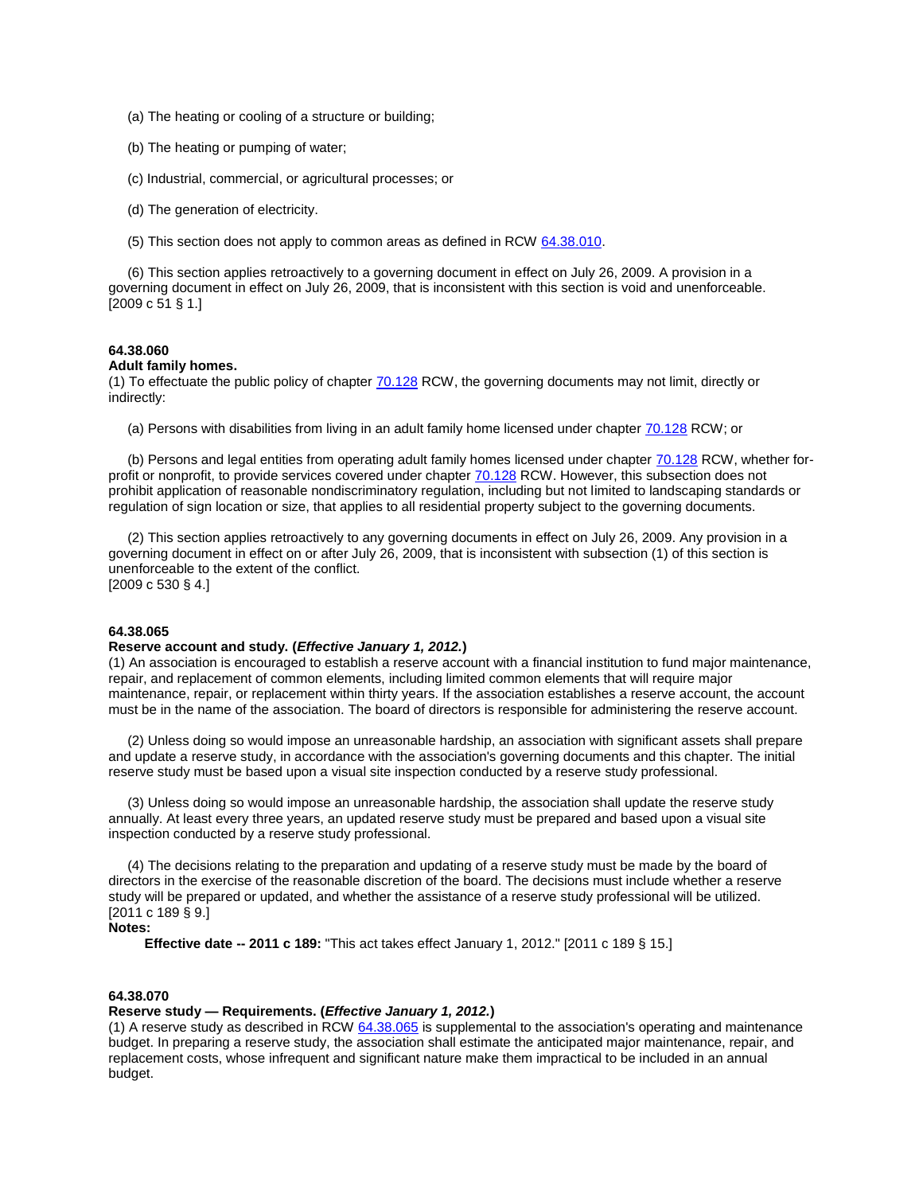(a) The heating or cooling of a structure or building;

(b) The heating or pumping of water;

(c) Industrial, commercial, or agricultural processes; or

(d) The generation of electricity.

(5) This section does not apply to common areas as defined in RCW 64.38.010.

(6) This section applies retroactively to a governing document in effect on July 26, 2009. A provision in a governing document in effect on July 26, 2009, that is inconsistent with this section is void and unenforceable.
[2009 c 51 § 1.]

**64.38.060**
**Adult family homes.**
(1) To effectuate the public policy of chapter 70.128 RCW, the governing documents may not limit, directly or indirectly:

(a) Persons with disabilities from living in an adult family home licensed under chapter 70.128 RCW; or

(b) Persons and legal entities from operating adult family homes licensed under chapter 70.128 RCW, whether for-profit or nonprofit, to provide services covered under chapter 70.128 RCW. However, this subsection does not prohibit application of reasonable nondiscriminatory regulation, including but not limited to landscaping standards or regulation of sign location or size, that applies to all residential property subject to the governing documents.

(2) This section applies retroactively to any governing documents in effect on July 26, 2009. Any provision in a governing document in effect on or after July 26, 2009, that is inconsistent with subsection (1) of this section is unenforceable to the extent of the conflict.
[2009 c 530 § 4.]

**64.38.065**
**Reserve account and study. (*Effective January 1, 2012.*)**
(1) An association is encouraged to establish a reserve account with a financial institution to fund major maintenance, repair, and replacement of common elements, including limited common elements that will require major maintenance, repair, or replacement within thirty years. If the association establishes a reserve account, the account must be in the name of the association. The board of directors is responsible for administering the reserve account.

(2) Unless doing so would impose an unreasonable hardship, an association with significant assets shall prepare and update a reserve study, in accordance with the association's governing documents and this chapter. The initial reserve study must be based upon a visual site inspection conducted by a reserve study professional.

(3) Unless doing so would impose an unreasonable hardship, the association shall update the reserve study annually. At least every three years, an updated reserve study must be prepared and based upon a visual site inspection conducted by a reserve study professional.

(4) The decisions relating to the preparation and updating of a reserve study must be made by the board of directors in the exercise of the reasonable discretion of the board. The decisions must include whether a reserve study will be prepared or updated, and whether the assistance of a reserve study professional will be utilized.
[2011 c 189 § 9.]

**Notes:**

**Effective date -- 2011 c 189:** "This act takes effect January 1, 2012." [2011 c 189 § 15.]

**64.38.070**
**Reserve study — Requirements. (*Effective January 1, 2012.*)**
(1) A reserve study as described in RCW 64.38.065 is supplemental to the association's operating and maintenance budget. In preparing a reserve study, the association shall estimate the anticipated major maintenance, repair, and replacement costs, whose infrequent and significant nature make them impractical to be included in an annual budget.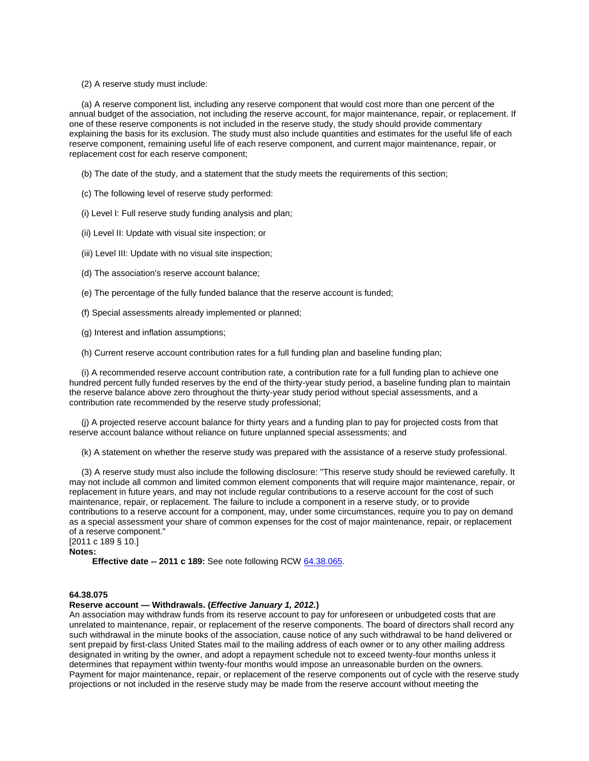(2) A reserve study must include:

(a) A reserve component list, including any reserve component that would cost more than one percent of the annual budget of the association, not including the reserve account, for major maintenance, repair, or replacement. If one of these reserve components is not included in the reserve study, the study should provide commentary explaining the basis for its exclusion. The study must also include quantities and estimates for the useful life of each reserve component, remaining useful life of each reserve component, and current major maintenance, repair, or replacement cost for each reserve component;

(b) The date of the study, and a statement that the study meets the requirements of this section;

(c) The following level of reserve study performed:

(i) Level I: Full reserve study funding analysis and plan;

(ii) Level II: Update with visual site inspection; or

(iii) Level III: Update with no visual site inspection;

(d) The association's reserve account balance;

(e) The percentage of the fully funded balance that the reserve account is funded;

(f) Special assessments already implemented or planned;

(g) Interest and inflation assumptions;

(h) Current reserve account contribution rates for a full funding plan and baseline funding plan;

(i) A recommended reserve account contribution rate, a contribution rate for a full funding plan to achieve one hundred percent fully funded reserves by the end of the thirty-year study period, a baseline funding plan to maintain the reserve balance above zero throughout the thirty-year study period without special assessments, and a contribution rate recommended by the reserve study professional;

(j) A projected reserve account balance for thirty years and a funding plan to pay for projected costs from that reserve account balance without reliance on future unplanned special assessments; and

(k) A statement on whether the reserve study was prepared with the assistance of a reserve study professional.

(3) A reserve study must also include the following disclosure: "This reserve study should be reviewed carefully. It may not include all common and limited common element components that will require major maintenance, repair, or replacement in future years, and may not include regular contributions to a reserve account for the cost of such maintenance, repair, or replacement. The failure to include a component in a reserve study, or to provide contributions to a reserve account for a component, may, under some circumstances, require you to pay on demand as a special assessment your share of common expenses for the cost of major maintenance, repair, or replacement of a reserve component."

[2011 c 189 § 10.]

**Notes:**

**Effective date -- 2011 c 189:** See note following RCW 64.38.065.

**64.38.075**

**Reserve account — Withdrawals. (*Effective January 1, 2012.*)**

An association may withdraw funds from its reserve account to pay for unforeseen or unbudgeted costs that are unrelated to maintenance, repair, or replacement of the reserve components. The board of directors shall record any such withdrawal in the minute books of the association, cause notice of any such withdrawal to be hand delivered or sent prepaid by first-class United States mail to the mailing address of each owner or to any other mailing address designated in writing by the owner, and adopt a repayment schedule not to exceed twenty-four months unless it determines that repayment within twenty-four months would impose an unreasonable burden on the owners. Payment for major maintenance, repair, or replacement of the reserve components out of cycle with the reserve study projections or not included in the reserve study may be made from the reserve account without meeting the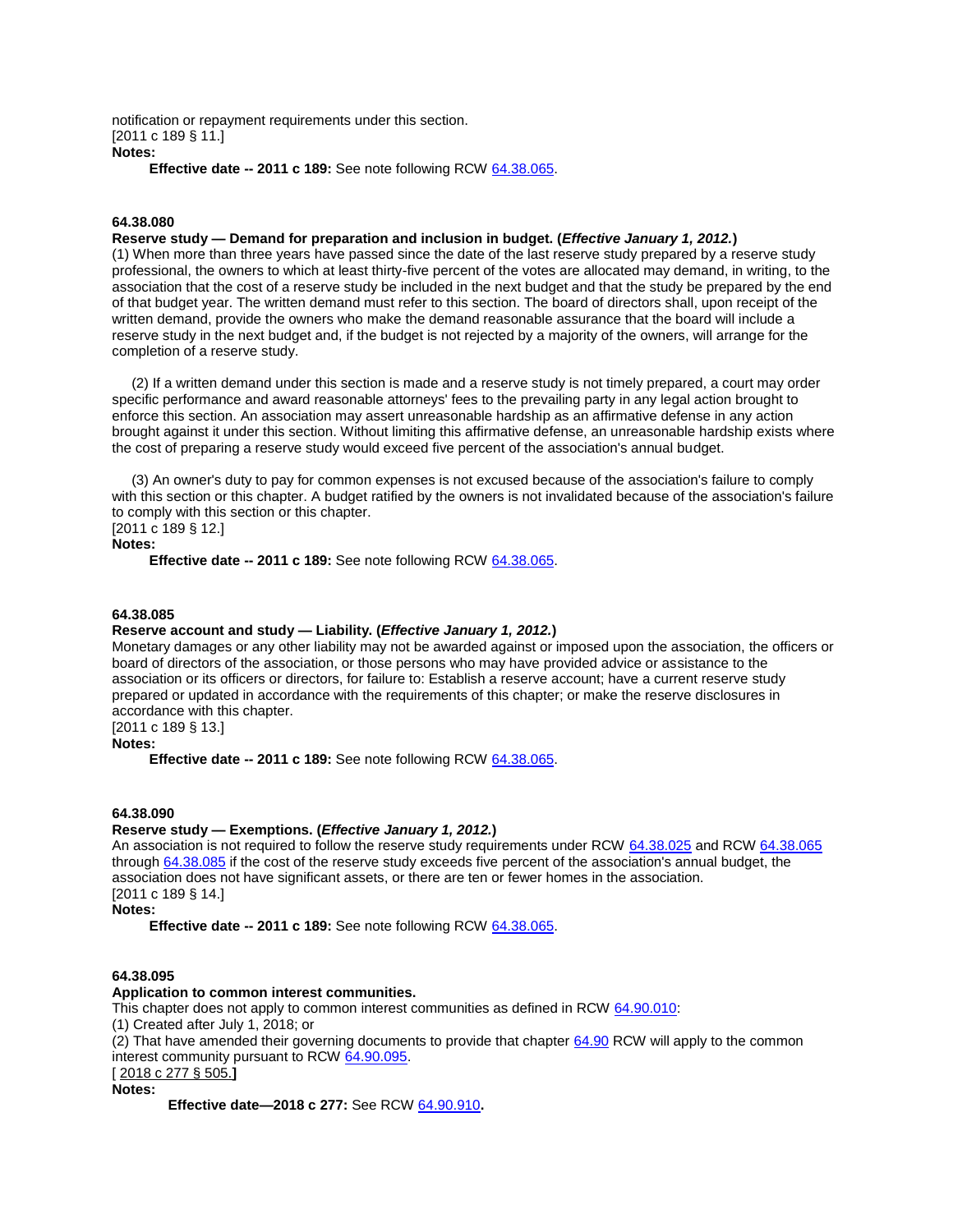notification or repayment requirements under this section.
[2011 c 189 § 11.]
**Notes:**

**Effective date -- 2011 c 189:** See note following RCW 64.38.065.

**64.38.080**
**Reserve study — Demand for preparation and inclusion in budget. (*Effective January 1, 2012.*)**
(1) When more than three years have passed since the date of the last reserve study prepared by a reserve study professional, the owners to which at least thirty-five percent of the votes are allocated may demand, in writing, to the association that the cost of a reserve study be included in the next budget and that the study be prepared by the end of that budget year. The written demand must refer to this section. The board of directors shall, upon receipt of the written demand, provide the owners who make the demand reasonable assurance that the board will include a reserve study in the next budget and, if the budget is not rejected by a majority of the owners, will arrange for the completion of a reserve study.

(2) If a written demand under this section is made and a reserve study is not timely prepared, a court may order specific performance and award reasonable attorneys' fees to the prevailing party in any legal action brought to enforce this section. An association may assert unreasonable hardship as an affirmative defense in any action brought against it under this section. Without limiting this affirmative defense, an unreasonable hardship exists where the cost of preparing a reserve study would exceed five percent of the association's annual budget.

(3) An owner's duty to pay for common expenses is not excused because of the association's failure to comply with this section or this chapter. A budget ratified by the owners is not invalidated because of the association's failure to comply with this section or this chapter.
[2011 c 189 § 12.]
**Notes:**

**Effective date -- 2011 c 189:** See note following RCW 64.38.065.

**64.38.085**
**Reserve account and study — Liability. (*Effective January 1, 2012.*)**
Monetary damages or any other liability may not be awarded against or imposed upon the association, the officers or board of directors of the association, or those persons who may have provided advice or assistance to the association or its officers or directors, for failure to: Establish a reserve account; have a current reserve study prepared or updated in accordance with the requirements of this chapter; or make the reserve disclosures in accordance with this chapter.
[2011 c 189 § 13.]
**Notes:**

**Effective date -- 2011 c 189:** See note following RCW 64.38.065.

**64.38.090**
**Reserve study — Exemptions. (*Effective January 1, 2012.*)**
An association is not required to follow the reserve study requirements under RCW 64.38.025 and RCW 64.38.065 through 64.38.085 if the cost of the reserve study exceeds five percent of the association's annual budget, the association does not have significant assets, or there are ten or fewer homes in the association.
[2011 c 189 § 14.]
**Notes:**

**Effective date -- 2011 c 189:** See note following RCW 64.38.065.

**64.38.095**
**Application to common interest communities.**
This chapter does not apply to common interest communities as defined in RCW 64.90.010:
(1) Created after July 1, 2018; or
(2) That have amended their governing documents to provide that chapter 64.90 RCW will apply to the common interest community pursuant to RCW 64.90.095.
[ 2018 c 277 § 505.]
**Notes:**

**Effective date—2018 c 277:** See RCW 64.90.910.